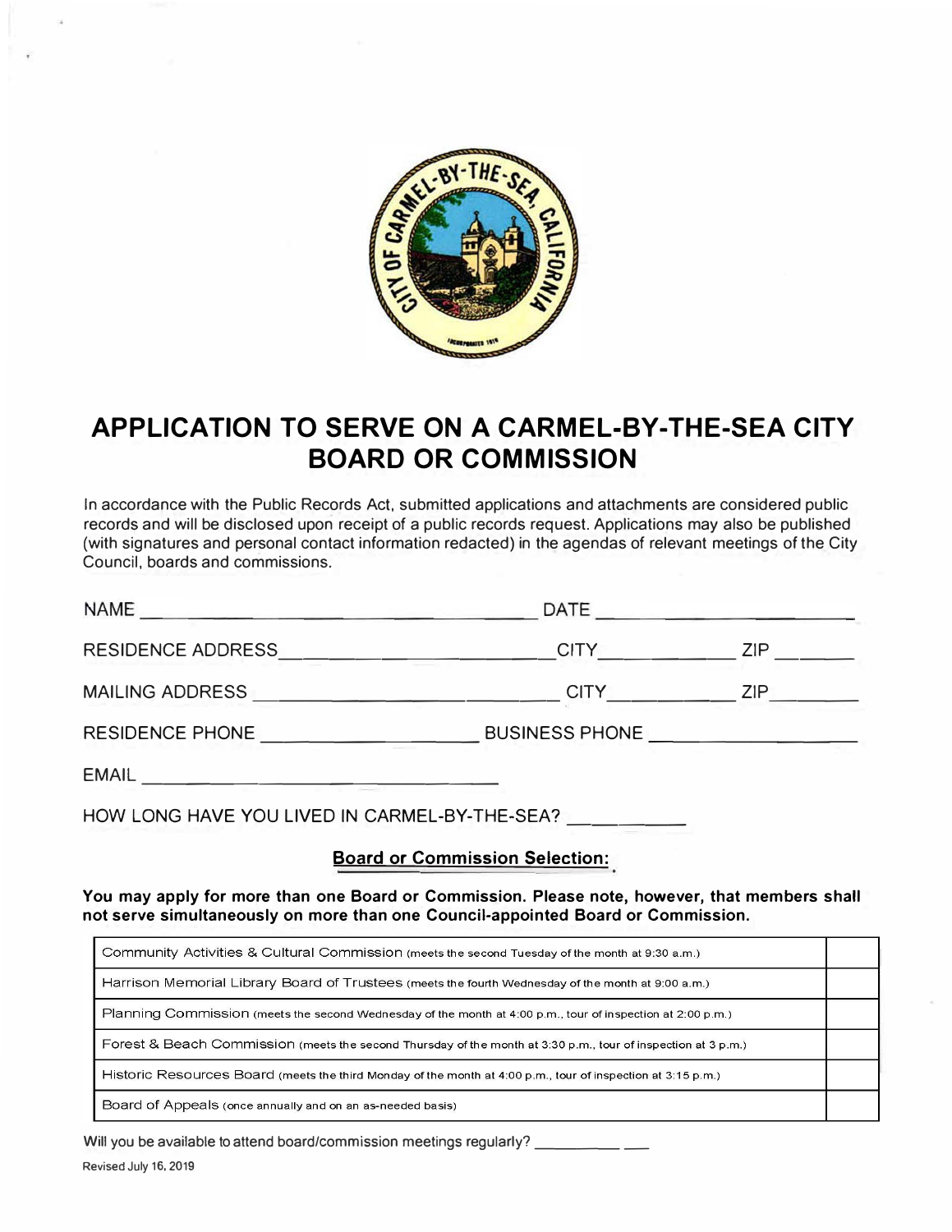# APPLICATION TO SERVE ON A CARMEL-BY-THE-SEA CITY BOARD OR COMMISSION

In accordance with the Public Records Act, submitted applications and attachments are considered public records and will be disclosed upon receipt of a public records request. Applications may also be published (with signatures and personal contact information redacted) in the agendas of relevant meetings of the City Council, boards and commissions.

NAME ______________________________ DATE ____________________

RESIDENCE ADDRESS ______________________ CITY ____________ ZIP ________

MAILING ADDRESS ______________________ CITY ____________ ZIP ________

RESIDENCE PHONE ________________ BUSINESS PHONE ________________

EMAIL ______________________________

HOW LONG HAVE YOU LIVED IN CARMEL-BY-THE-SEA? __________

## Board or Commission Selection:

**You may apply for more than one Board or Commission. Please note, however, that members shall not serve simultaneously on more than one Council-appointed Board or Commission.**

| | |
|---|---|
| Community Activities & Cultural Commission (meets the second Tuesday of the month at 9:30 a.m.) | |
| Harrison Memorial Library Board of Trustees (meets the fourth Wednesday of the month at 9:00 a.m.) | |
| Planning Commission (meets the second Wednesday of the month at 4:00 p.m., tour of inspection at 2:00 p.m.) | |
| Forest & Beach Commission (meets the second Thursday of the month at 3:30 p.m., tour of inspection at 3 p.m.) | |
| Historic Resources Board (meets the third Monday of the month at 4:00 p.m., tour of inspection at 3:15 p.m.) | |
| Board of Appeals (once annually and on an as-needed basis) | |

Will you be available to attend board/commission meetings regularly? ____________

Revised July 16, 2019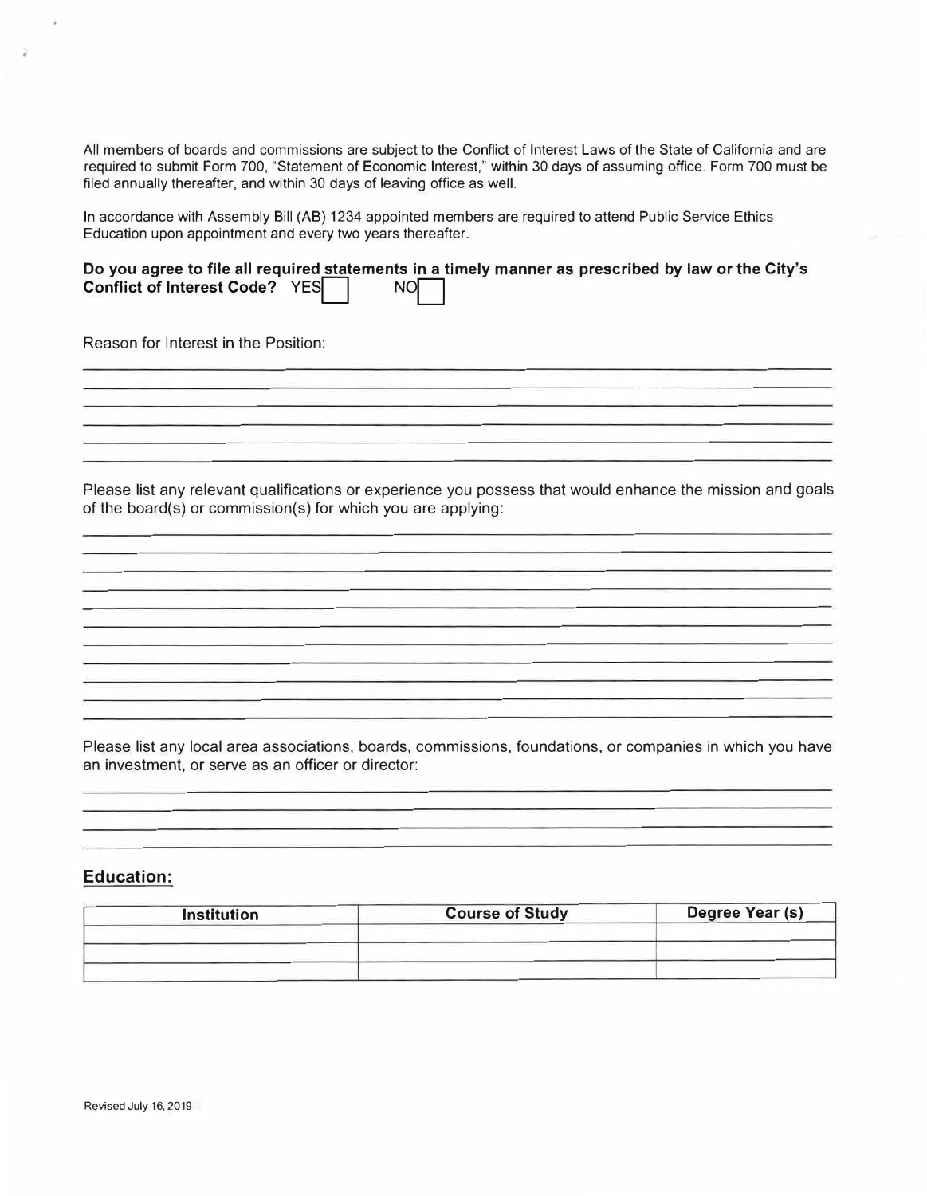All members of boards and commissions are subject to the Conflict of Interest Laws of the State of California and are required to submit Form 700, "Statement of Economic Interest," within 30 days of assuming office. Form 700 must be filed annually thereafter, and within 30 days of leaving office as well.

In accordance with Assembly Bill (AB) 1234 appointed members are required to attend Public Service Ethics Education upon appointment and every two years thereafter.

**Do you agree to file all required statements in a timely manner as prescribed by law or the City's Conflict of Interest Code?** YES ☐ NO ☐

Reason for Interest in the Position:

______________________________________________________________________________

______________________________________________________________________________

______________________________________________________________________________

______________________________________________________________________________

______________________________________________________________________________

Please list any relevant qualifications or experience you possess that would enhance the mission and goals of the board(s) or commission(s) for which you are applying:

______________________________________________________________________________

______________________________________________________________________________

______________________________________________________________________________

______________________________________________________________________________

______________________________________________________________________________

______________________________________________________________________________

______________________________________________________________________________

______________________________________________________________________________

______________________________________________________________________________

______________________________________________________________________________

Please list any local area associations, boards, commissions, foundations, or companies in which you have an investment, or serve as an officer or director:

______________________________________________________________________________

______________________________________________________________________________

______________________________________________________________________________

## Education:

| Institution | Course of Study | Degree Year (s) |
|---|---|---|
| | | |
| | | |
| | | |

Revised July 16, 2019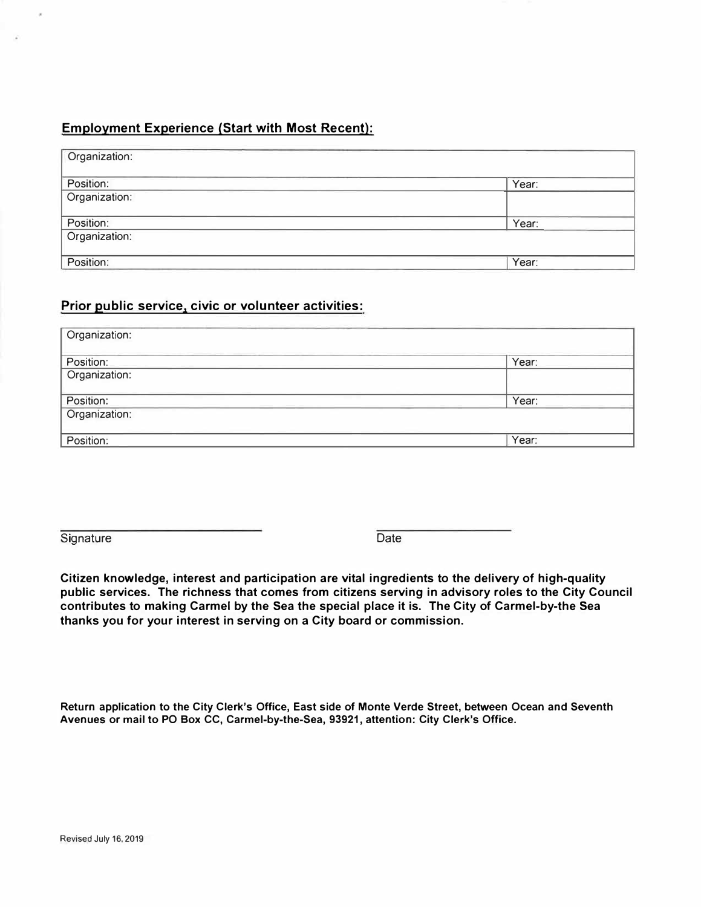## Employment Experience (Start with Most Recent):

| Organization: | |
|---|---|
| Position: | Year: |
| Organization: | |
| Position: | Year: |
| Organization: | |
| Position: | Year: |

## Prior public service, civic or volunteer activities:

| Organization: | |
|---|---|
| Position: | Year: |
| Organization: | |
| Position: | Year: |
| Organization: | |
| Position: | Year: |

Signature ______________________ Date ______________

**Citizen knowledge, interest and participation are vital ingredients to the delivery of high-quality public services. The richness that comes from citizens serving in advisory roles to the City Council contributes to making Carmel by the Sea the special place it is. The City of Carmel-by-the Sea thanks you for your interest in serving on a City board or commission.**

**Return application to the City Clerk's Office, East side of Monte Verde Street, between Ocean and Seventh Avenues or mail to PO Box CC, Carmel-by-the-Sea, 93921, attention: City Clerk's Office.**

Revised July 16, 2019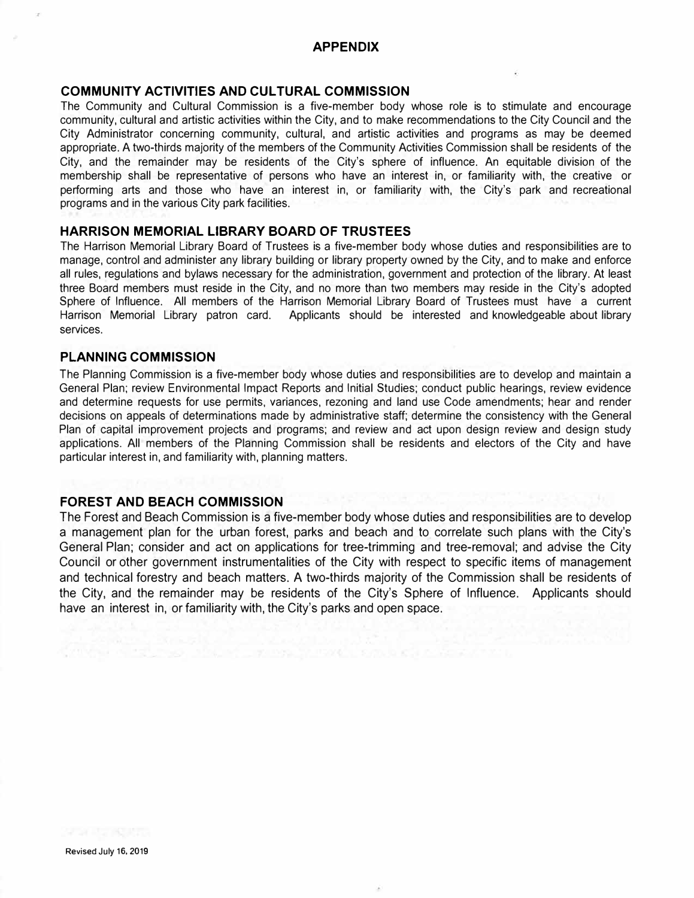# APPENDIX

## COMMUNITY ACTIVITIES AND CULTURAL COMMISSION

The Community and Cultural Commission is a five-member body whose role is to stimulate and encourage community, cultural and artistic activities within the City, and to make recommendations to the City Council and the City Administrator concerning community, cultural, and artistic activities and programs as may be deemed appropriate. A two-thirds majority of the members of the Community Activities Commission shall be residents of the City, and the remainder may be residents of the City's sphere of influence. An equitable division of the membership shall be representative of persons who have an interest in, or familiarity with, the creative or performing arts and those who have an interest in, or familiarity with, the City's park and recreational programs and in the various City park facilities.

## HARRISON MEMORIAL LIBRARY BOARD OF TRUSTEES

The Harrison Memorial Library Board of Trustees is a five-member body whose duties and responsibilities are to manage, control and administer any library building or library property owned by the City, and to make and enforce all rules, regulations and bylaws necessary for the administration, government and protection of the library. At least three Board members must reside in the City, and no more than two members may reside in the City's adopted Sphere of Influence. All members of the Harrison Memorial Library Board of Trustees must have a current Harrison Memorial Library patron card. Applicants should be interested and knowledgeable about library services.

## PLANNING COMMISSION

The Planning Commission is a five-member body whose duties and responsibilities are to develop and maintain a General Plan; review Environmental Impact Reports and Initial Studies; conduct public hearings, review evidence and determine requests for use permits, variances, rezoning and land use Code amendments; hear and render decisions on appeals of determinations made by administrative staff; determine the consistency with the General Plan of capital improvement projects and programs; and review and act upon design review and design study applications. All members of the Planning Commission shall be residents and electors of the City and have particular interest in, and familiarity with, planning matters.

## FOREST AND BEACH COMMISSION

The Forest and Beach Commission is a five-member body whose duties and responsibilities are to develop a management plan for the urban forest, parks and beach and to correlate such plans with the City's General Plan; consider and act on applications for tree-trimming and tree-removal; and advise the City Council or other government instrumentalities of the City with respect to specific items of management and technical forestry and beach matters. A two-thirds majority of the Commission shall be residents of the City, and the remainder may be residents of the City's Sphere of Influence. Applicants should have an interest in, or familiarity with, the City's parks and open space.

Revised July 16, 2019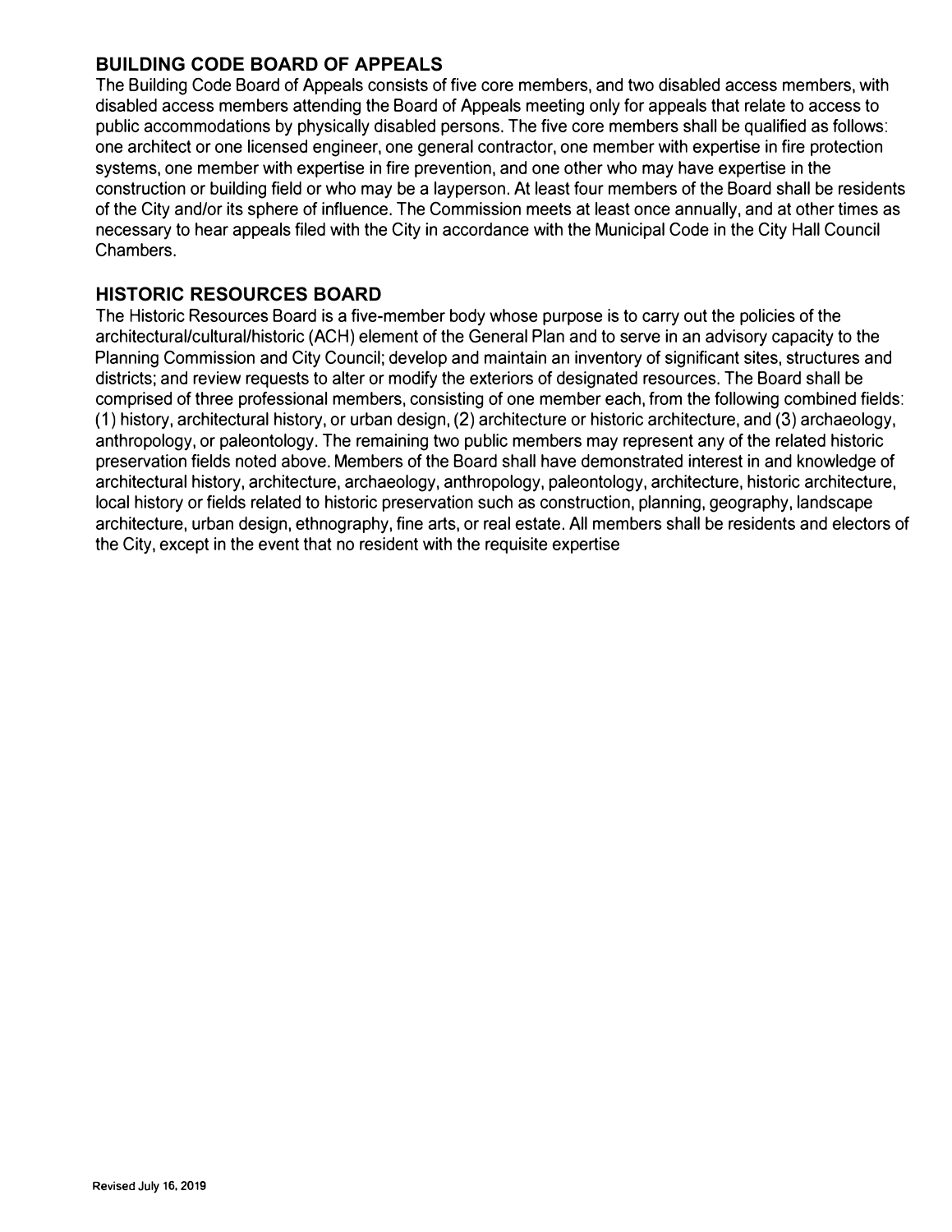## BUILDING CODE BOARD OF APPEALS

The Building Code Board of Appeals consists of five core members, and two disabled access members, with disabled access members attending the Board of Appeals meeting only for appeals that relate to access to public accommodations by physically disabled persons. The five core members shall be qualified as follows: one architect or one licensed engineer, one general contractor, one member with expertise in fire protection systems, one member with expertise in fire prevention, and one other who may have expertise in the construction or building field or who may be a layperson. At least four members of the Board shall be residents of the City and/or its sphere of influence. The Commission meets at least once annually, and at other times as necessary to hear appeals filed with the City in accordance with the Municipal Code in the City Hall Council Chambers.

## HISTORIC RESOURCES BOARD

The Historic Resources Board is a five-member body whose purpose is to carry out the policies of the architectural/cultural/historic (ACH) element of the General Plan and to serve in an advisory capacity to the Planning Commission and City Council; develop and maintain an inventory of significant sites, structures and districts; and review requests to alter or modify the exteriors of designated resources. The Board shall be comprised of three professional members, consisting of one member each, from the following combined fields: (1) history, architectural history, or urban design, (2) architecture or historic architecture, and (3) archaeology, anthropology, or paleontology. The remaining two public members may represent any of the related historic preservation fields noted above. Members of the Board shall have demonstrated interest in and knowledge of architectural history, architecture, archaeology, anthropology, paleontology, architecture, historic architecture, local history or fields related to historic preservation such as construction, planning, geography, landscape architecture, urban design, ethnography, fine arts, or real estate. All members shall be residents and electors of the City, except in the event that no resident with the requisite expertise

Revised July 16, 2019